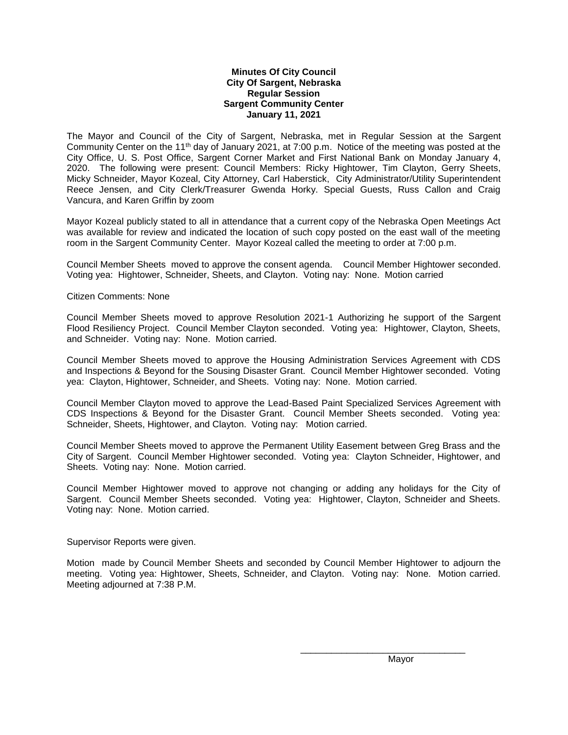**Minutes Of City Council**
**City Of Sargent, Nebraska**
**Regular Session**
**Sargent Community Center**
**January 11, 2021**

The Mayor and Council of the City of Sargent, Nebraska, met in Regular Session at the Sargent Community Center on the 11th day of January 2021, at 7:00 p.m. Notice of the meeting was posted at the City Office, U. S. Post Office, Sargent Corner Market and First National Bank on Monday January 4, 2020. The following were present: Council Members: Ricky Hightower, Tim Clayton, Gerry Sheets, Micky Schneider, Mayor Kozeal, City Attorney, Carl Haberstick, City Administrator/Utility Superintendent Reece Jensen, and City Clerk/Treasurer Gwenda Horky. Special Guests, Russ Callon and Craig Vancura, and Karen Griffin by zoom

Mayor Kozeal publicly stated to all in attendance that a current copy of the Nebraska Open Meetings Act was available for review and indicated the location of such copy posted on the east wall of the meeting room in the Sargent Community Center. Mayor Kozeal called the meeting to order at 7:00 p.m.

Council Member Sheets moved to approve the consent agenda. Council Member Hightower seconded. Voting yea: Hightower, Schneider, Sheets, and Clayton. Voting nay: None. Motion carried

Citizen Comments: None

Council Member Sheets moved to approve Resolution 2021-1 Authorizing he support of the Sargent Flood Resiliency Project. Council Member Clayton seconded. Voting yea: Hightower, Clayton, Sheets, and Schneider. Voting nay: None. Motion carried.

Council Member Sheets moved to approve the Housing Administration Services Agreement with CDS and Inspections & Beyond for the Sousing Disaster Grant. Council Member Hightower seconded. Voting yea: Clayton, Hightower, Schneider, and Sheets. Voting nay: None. Motion carried.

Council Member Clayton moved to approve the Lead-Based Paint Specialized Services Agreement with CDS Inspections & Beyond for the Disaster Grant. Council Member Sheets seconded. Voting yea: Schneider, Sheets, Hightower, and Clayton. Voting nay: Motion carried.

Council Member Sheets moved to approve the Permanent Utility Easement between Greg Brass and the City of Sargent. Council Member Hightower seconded. Voting yea: Clayton Schneider, Hightower, and Sheets. Voting nay: None. Motion carried.

Council Member Hightower moved to approve not changing or adding any holidays for the City of Sargent. Council Member Sheets seconded. Voting yea: Hightower, Clayton, Schneider and Sheets. Voting nay: None. Motion carried.

Supervisor Reports were given.

Motion made by Council Member Sheets and seconded by Council Member Hightower to adjourn the meeting. Voting yea: Hightower, Sheets, Schneider, and Clayton. Voting nay: None. Motion carried. Meeting adjourned at 7:38 P.M.

\_\_\_\_\_\_\_\_\_\_\_\_\_\_\_\_\_\_\_\_\_\_\_\_\_\_\_\_\_\_\_\_
Mayor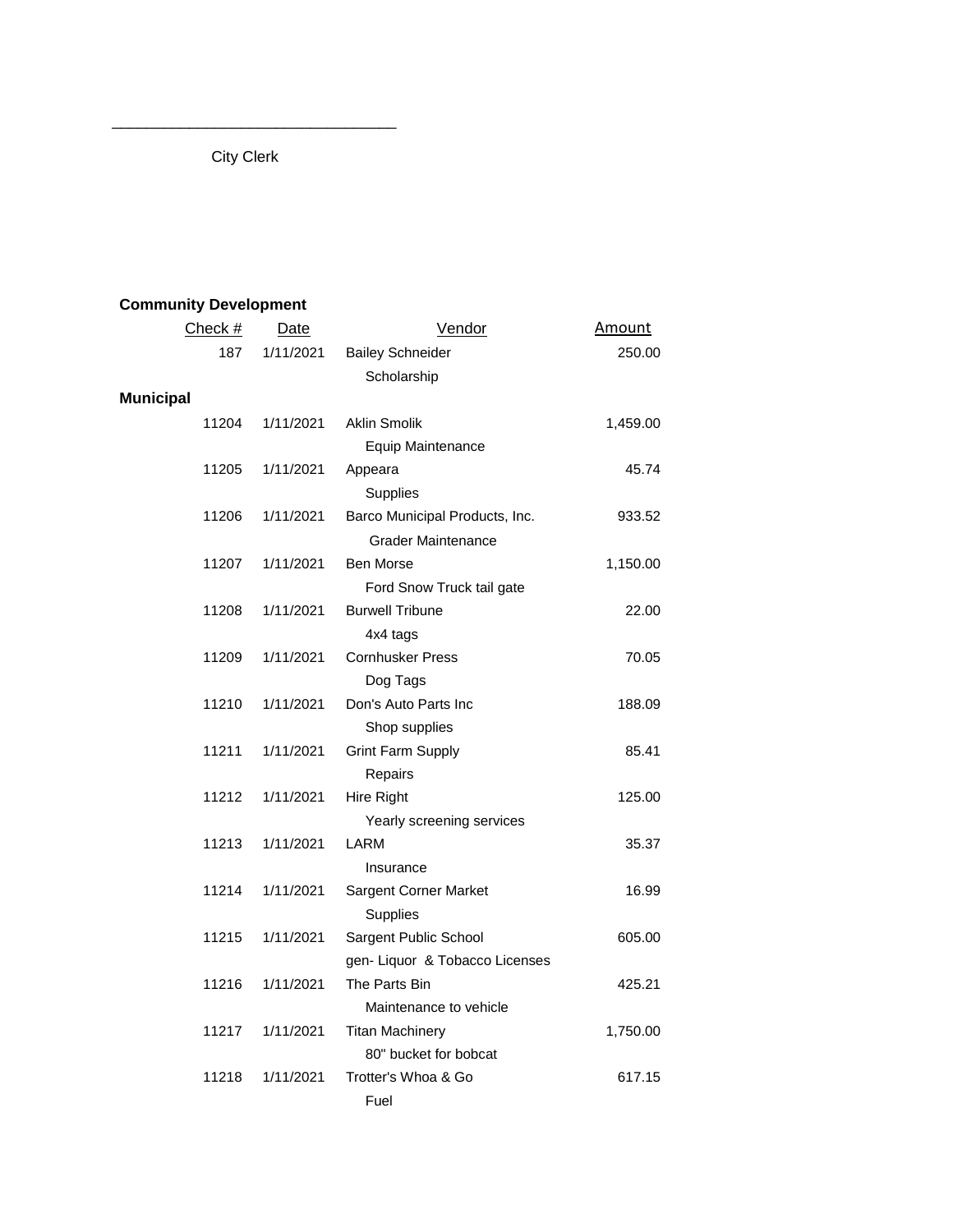\_\_\_\_\_\_\_\_\_\_\_\_\_\_\_\_\_\_\_\_\_\_\_\_\_\_\_\_\_\_\_\_

City Clerk

**Community Development**

| Check # | Date | Vendor | Amount |
|---|---|---|---|
| 187 | 1/11/2021 | Bailey Schneider | 250.00 |
| | | Scholarship | |

**Municipal**

| Check # | Date | Vendor | Amount |
|---|---|---|---|
| 11204 | 1/11/2021 | Aklin Smolik | 1,459.00 |
| | | Equip Maintenance | |
| 11205 | 1/11/2021 | Appeara | 45.74 |
| | | Supplies | |
| 11206 | 1/11/2021 | Barco Municipal Products, Inc. | 933.52 |
| | | Grader Maintenance | |
| 11207 | 1/11/2021 | Ben Morse | 1,150.00 |
| | | Ford Snow Truck tail gate | |
| 11208 | 1/11/2021 | Burwell Tribune | 22.00 |
| | | 4x4 tags | |
| 11209 | 1/11/2021 | Cornhusker Press | 70.05 |
| | | Dog Tags | |
| 11210 | 1/11/2021 | Don's Auto Parts Inc | 188.09 |
| | | Shop supplies | |
| 11211 | 1/11/2021 | Grint Farm Supply | 85.41 |
| | | Repairs | |
| 11212 | 1/11/2021 | Hire Right | 125.00 |
| | | Yearly screening services | |
| 11213 | 1/11/2021 | LARM | 35.37 |
| | | Insurance | |
| 11214 | 1/11/2021 | Sargent Corner Market | 16.99 |
| | | Supplies | |
| 11215 | 1/11/2021 | Sargent Public School | 605.00 |
| | | gen- Liquor & Tobacco Licenses | |
| 11216 | 1/11/2021 | The Parts Bin | 425.21 |
| | | Maintenance to vehicle | |
| 11217 | 1/11/2021 | Titan Machinery | 1,750.00 |
| | | 80" bucket for bobcat | |
| 11218 | 1/11/2021 | Trotter's Whoa & Go | 617.15 |
| | | Fuel | |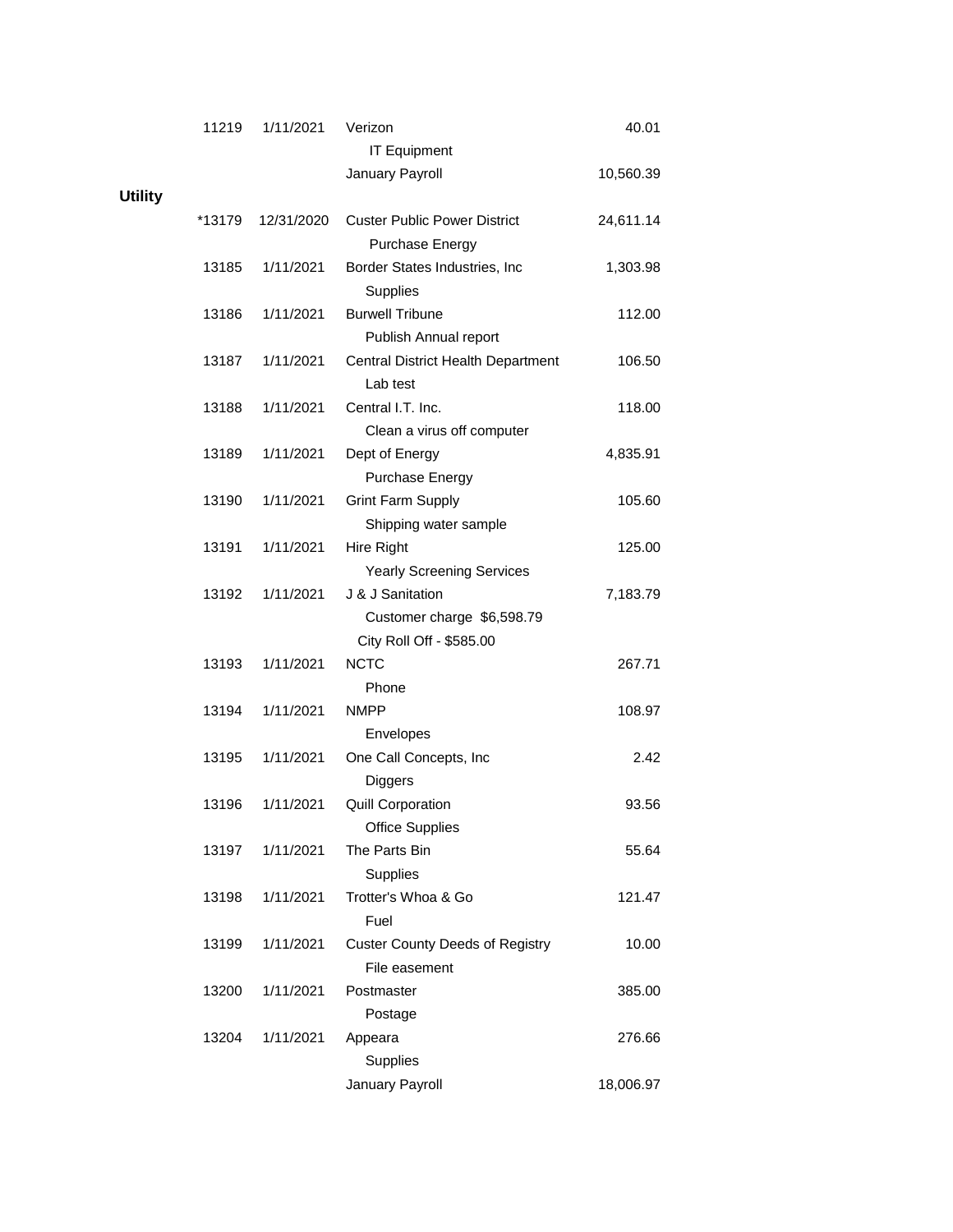| | | | | |
|---|---|---|---|---|
| | 11219 | 1/11/2021 | Verizon | 40.01 |
| | | | IT Equipment | |
| | | | January Payroll | 10,560.39 |
| **Utility** | | | | |
| | *13179 | 12/31/2020 | Custer Public Power District | 24,611.14 |
| | | | Purchase Energy | |
| | 13185 | 1/11/2021 | Border States Industries, Inc | 1,303.98 |
| | | | Supplies | |
| | 13186 | 1/11/2021 | Burwell Tribune | 112.00 |
| | | | Publish Annual report | |
| | 13187 | 1/11/2021 | Central District Health Department | 106.50 |
| | | | Lab test | |
| | 13188 | 1/11/2021 | Central I.T. Inc. | 118.00 |
| | | | Clean a virus off computer | |
| | 13189 | 1/11/2021 | Dept of Energy | 4,835.91 |
| | | | Purchase Energy | |
| | 13190 | 1/11/2021 | Grint Farm Supply | 105.60 |
| | | | Shipping water sample | |
| | 13191 | 1/11/2021 | Hire Right | 125.00 |
| | | | Yearly Screening Services | |
| | 13192 | 1/11/2021 | J & J Sanitation | 7,183.79 |
| | | | Customer charge $6,598.79 | |
| | | | City Roll Off - $585.00 | |
| | 13193 | 1/11/2021 | NCTC | 267.71 |
| | | | Phone | |
| | 13194 | 1/11/2021 | NMPP | 108.97 |
| | | | Envelopes | |
| | 13195 | 1/11/2021 | One Call Concepts, Inc | 2.42 |
| | | | Diggers | |
| | 13196 | 1/11/2021 | Quill Corporation | 93.56 |
| | | | Office Supplies | |
| | 13197 | 1/11/2021 | The Parts Bin | 55.64 |
| | | | Supplies | |
| | 13198 | 1/11/2021 | Trotter's Whoa & Go | 121.47 |
| | | | Fuel | |
| | 13199 | 1/11/2021 | Custer County Deeds of Registry | 10.00 |
| | | | File easement | |
| | 13200 | 1/11/2021 | Postmaster | 385.00 |
| | | | Postage | |
| | 13204 | 1/11/2021 | Appeara | 276.66 |
| | | | Supplies | |
| | | | January Payroll | 18,006.97 |